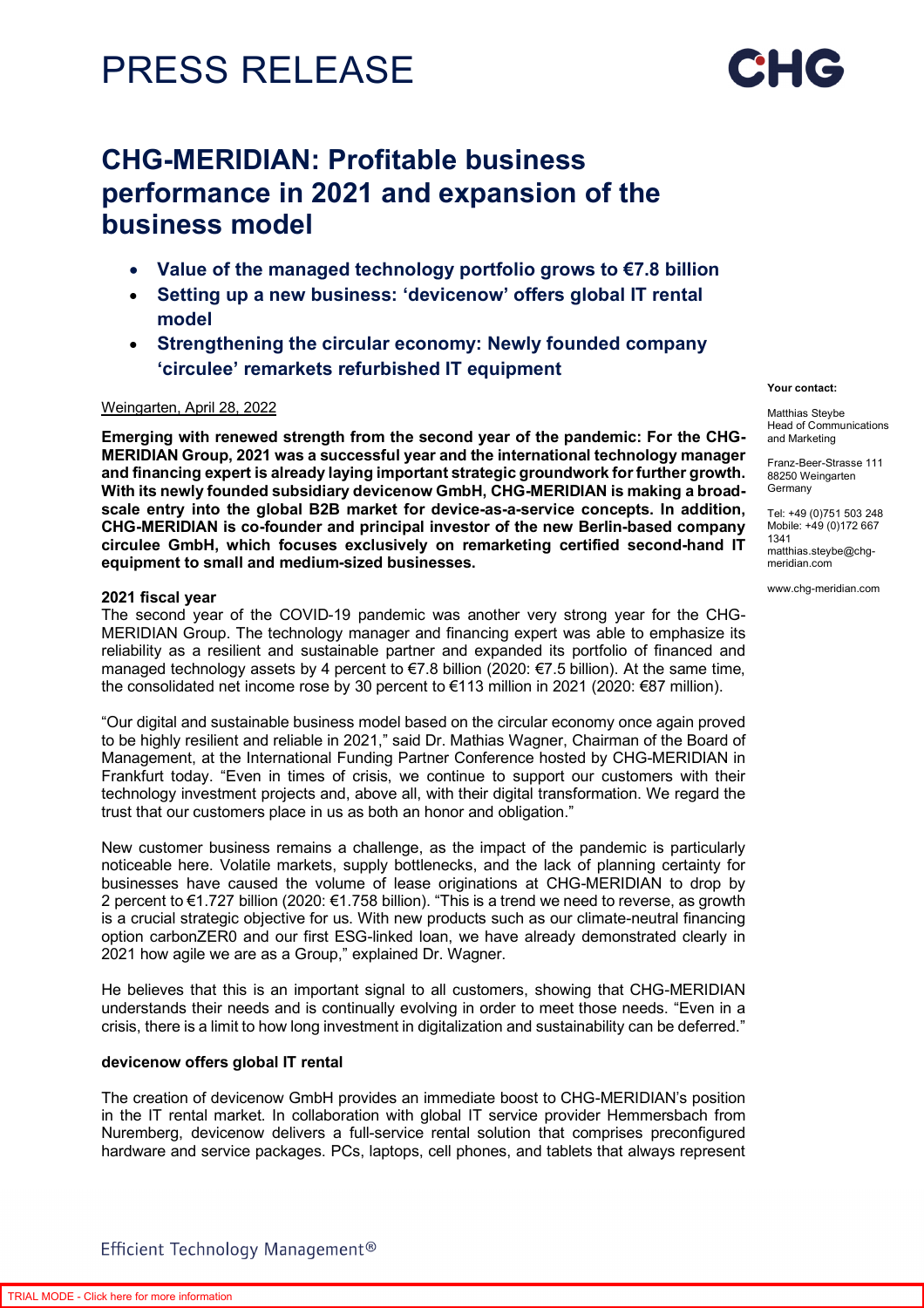# PRESS RELEASE

## CHG-MERIDIAN: Profitable business performance in 2021 and expansion of the business model

- **Value of the managed technology portfolio grows to €7.8 billion**
- **Setting up a new business: 'devicenow' offers global IT rental model**
- **Strengthening the circular economy: Newly founded company 'circulee' remarkets refurbished IT equipment**

**Your contact:**

Matthias Steybe
Head of Communications and Marketing

Franz-Beer-Strasse 111
88250 Weingarten
Germany

Tel: +49 (0)751 503 248
Mobile: +49 (0)172 667 1341
matthias.steybe@chg-meridian.com

www.chg-meridian.com

Weingarten, April 28, 2022

**Emerging with renewed strength from the second year of the pandemic: For the CHG-MERIDIAN Group, 2021 was a successful year and the international technology manager and financing expert is already laying important strategic groundwork for further growth. With its newly founded subsidiary devicenow GmbH, CHG-MERIDIAN is making a broad-scale entry into the global B2B market for device-as-a-service concepts. In addition, CHG-MERIDIAN is co-founder and principal investor of the new Berlin-based company circulee GmbH, which focuses exclusively on remarketing certified second-hand IT equipment to small and medium-sized businesses.**

**2021 fiscal year**

The second year of the COVID-19 pandemic was another very strong year for the CHG-MERIDIAN Group. The technology manager and financing expert was able to emphasize its reliability as a resilient and sustainable partner and expanded its portfolio of financed and managed technology assets by 4 percent to €7.8 billion (2020: €7.5 billion). At the same time, the consolidated net income rose by 30 percent to €113 million in 2021 (2020: €87 million).

"Our digital and sustainable business model based on the circular economy once again proved to be highly resilient and reliable in 2021," said Dr. Mathias Wagner, Chairman of the Board of Management, at the International Funding Partner Conference hosted by CHG-MERIDIAN in Frankfurt today. "Even in times of crisis, we continue to support our customers with their technology investment projects and, above all, with their digital transformation. We regard the trust that our customers place in us as both an honor and obligation."

New customer business remains a challenge, as the impact of the pandemic is particularly noticeable here. Volatile markets, supply bottlenecks, and the lack of planning certainty for businesses have caused the volume of lease originations at CHG-MERIDIAN to drop by 2 percent to €1.727 billion (2020: €1.758 billion). "This is a trend we need to reverse, as growth is a crucial strategic objective for us. With new products such as our climate-neutral financing option carbonZER0 and our first ESG-linked loan, we have already demonstrated clearly in 2021 how agile we are as a Group," explained Dr. Wagner.

He believes that this is an important signal to all customers, showing that CHG-MERIDIAN understands their needs and is continually evolving in order to meet those needs. "Even in a crisis, there is a limit to how long investment in digitalization and sustainability can be deferred."

**devicenow offers global IT rental**

The creation of devicenow GmbH provides an immediate boost to CHG-MERIDIAN's position in the IT rental market. In collaboration with global IT service provider Hemmersbach from Nuremberg, devicenow delivers a full-service rental solution that comprises preconfigured hardware and service packages. PCs, laptops, cell phones, and tablets that always represent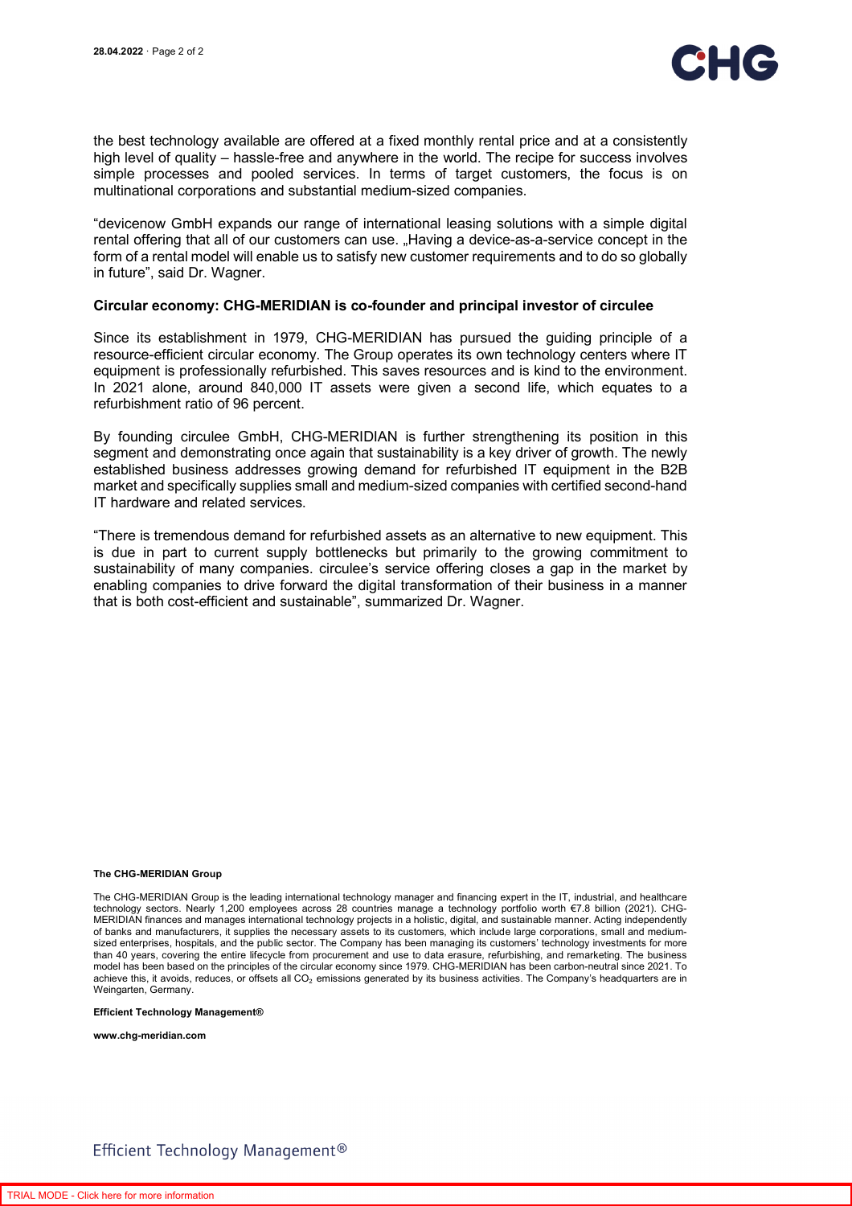the best technology available are offered at a fixed monthly rental price and at a consistently high level of quality – hassle-free and anywhere in the world. The recipe for success involves simple processes and pooled services. In terms of target customers, the focus is on multinational corporations and substantial medium-sized companies.

“devicenow GmbH expands our range of international leasing solutions with a simple digital rental offering that all of our customers can use. „Having a device-as-a-service concept in the form of a rental model will enable us to satisfy new customer requirements and to do so globally in future”, said Dr. Wagner.

**Circular economy: CHG-MERIDIAN is co-founder and principal investor of circulee**

Since its establishment in 1979, CHG-MERIDIAN has pursued the guiding principle of a resource-efficient circular economy. The Group operates its own technology centers where IT equipment is professionally refurbished. This saves resources and is kind to the environment. In 2021 alone, around 840,000 IT assets were given a second life, which equates to a refurbishment ratio of 96 percent.

By founding circulee GmbH, CHG-MERIDIAN is further strengthening its position in this segment and demonstrating once again that sustainability is a key driver of growth. The newly established business addresses growing demand for refurbished IT equipment in the B2B market and specifically supplies small and medium-sized companies with certified second-hand IT hardware and related services.

“There is tremendous demand for refurbished assets as an alternative to new equipment. This is due in part to current supply bottlenecks but primarily to the growing commitment to sustainability of many companies. circulee’s service offering closes a gap in the market by enabling companies to drive forward the digital transformation of their business in a manner that is both cost-efficient and sustainable”, summarized Dr. Wagner.

**The CHG-MERIDIAN Group**

The CHG-MERIDIAN Group is the leading international technology manager and financing expert in the IT, industrial, and healthcare technology sectors. Nearly 1,200 employees across 28 countries manage a technology portfolio worth €7.8 billion (2021). CHG-MERIDIAN finances and manages international technology projects in a holistic, digital, and sustainable manner. Acting independently of banks and manufacturers, it supplies the necessary assets to its customers, which include large corporations, small and medium-sized enterprises, hospitals, and the public sector. The Company has been managing its customers’ technology investments for more than 40 years, covering the entire lifecycle from procurement and use to data erasure, refurbishing, and remarketing. The business model has been based on the principles of the circular economy since 1979. CHG-MERIDIAN has been carbon-neutral since 2021. To achieve this, it avoids, reduces, or offsets all $CO_2$ emissions generated by its business activities. The Company’s headquarters are in Weingarten, Germany.

**Efficient Technology Management®**

**www.chg-meridian.com**